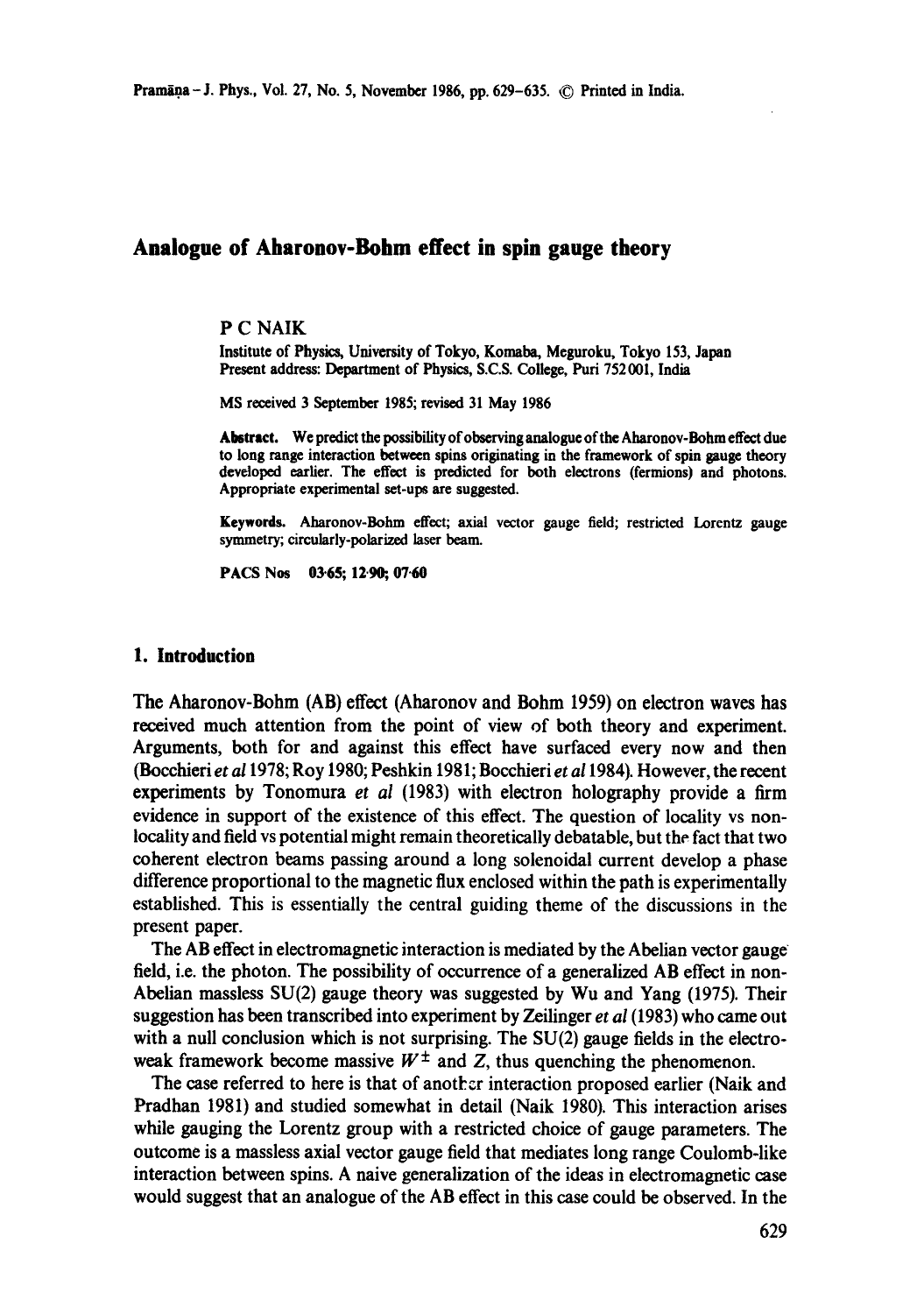# Analogue of Aharonov-Bohm effect in spin gauge theory

P C NAIK

Institute of Physics, University of Tokyo, Komaba, Meguroku, Tokyo 153, Japan
Present address: Department of Physics, S.C.S. College, Puri 752 001, India

MS received 3 September 1985; revised 31 May 1986

**Abstract.** We predict the possibility of observing analogue of the Aharonov-Bohm effect due to long range interaction between spins originating in the framework of spin gauge theory developed earlier. The effect is predicted for both electrons (fermions) and photons. Appropriate experimental set-ups are suggested.

**Keywords.** Aharonov-Bohm effect; axial vector gauge field; restricted Lorentz gauge symmetry; circularly-polarized laser beam.

**PACS Nos** 03·65; 12·90; 07·60

## 1. Introduction

The Aharonov-Bohm (AB) effect (Aharonov and Bohm 1959) on electron waves has received much attention from the point of view of both theory and experiment. Arguments, both for and against this effect have surfaced every now and then (Bocchieri *et al* 1978; Roy 1980; Peshkin 1981; Bocchieri *et al* 1984). However, the recent experiments by Tonomura *et al* (1983) with electron holography provide a firm evidence in support of the existence of this effect. The question of locality vs non-locality and field vs potential might remain theoretically debatable, but the fact that two coherent electron beams passing around a long solenoidal current develop a phase difference proportional to the magnetic flux enclosed within the path is experimentally established. This is essentially the central guiding theme of the discussions in the present paper.

The AB effect in electromagnetic interaction is mediated by the Abelian vector gauge field, i.e. the photon. The possibility of occurrence of a generalized AB effect in non-Abelian massless SU(2) gauge theory was suggested by Wu and Yang (1975). Their suggestion has been transcribed into experiment by Zeilinger *et al* (1983) who came out with a null conclusion which is not surprising. The SU(2) gauge fields in the electroweak framework become massive $W^{\pm}$ and $Z$, thus quenching the phenomenon.

The case referred to here is that of another interaction proposed earlier (Naik and Pradhan 1981) and studied somewhat in detail (Naik 1980). This interaction arises while gauging the Lorentz group with a restricted choice of gauge parameters. The outcome is a massless axial vector gauge field that mediates long range Coulomb-like interaction between spins. A naive generalization of the ideas in electromagnetic case would suggest that an analogue of the AB effect in this case could be observed. In the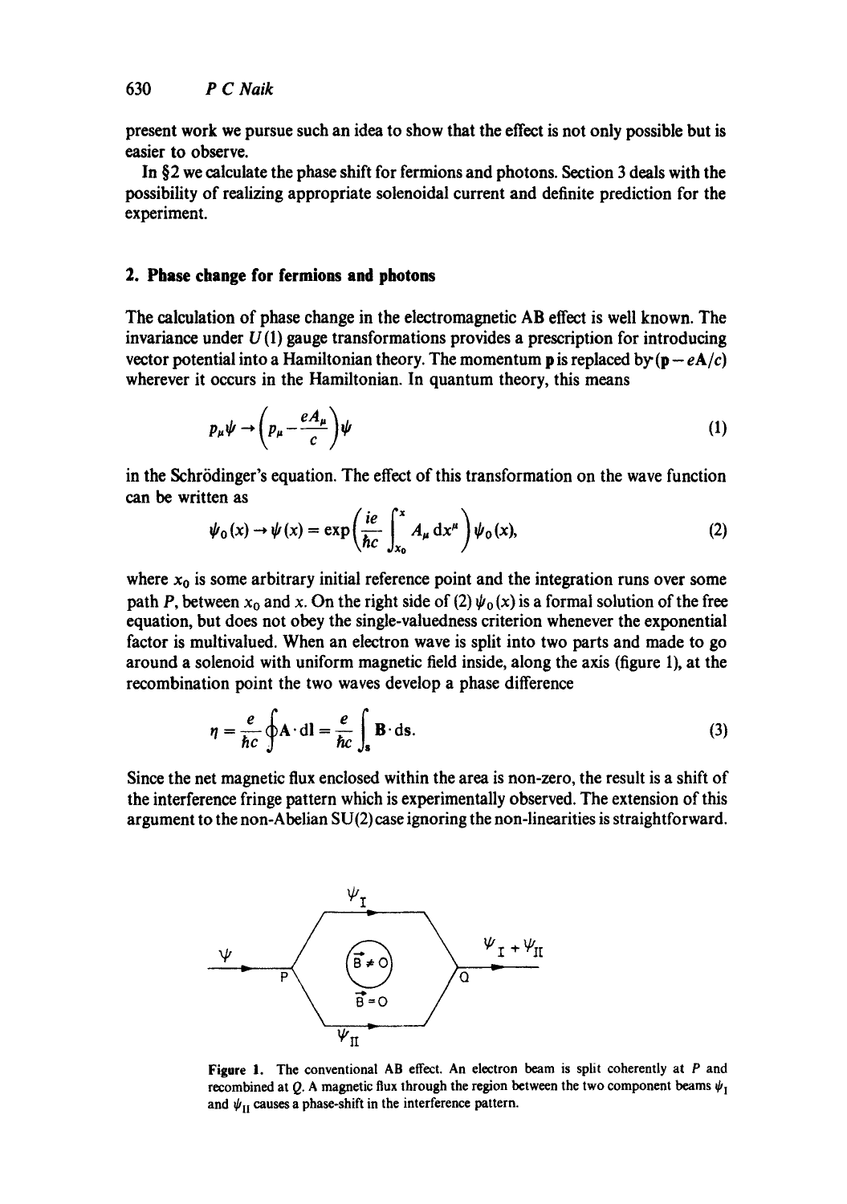present work we pursue such an idea to show that the effect is not only possible but is easier to observe.

In §2 we calculate the phase shift for fermions and photons. Section 3 deals with the possibility of realizing appropriate solenoidal current and definite prediction for the experiment.

## 2. Phase change for fermions and photons

The calculation of phase change in the electromagnetic AB effect is well known. The invariance under $U(1)$ gauge transformations provides a prescription for introducing vector potential into a Hamiltonian theory. The momentum $\mathbf{p}$ is replaced by $(\mathbf{p} - e\mathbf{A}/c)$ wherever it occurs in the Hamiltonian. In quantum theory, this means

$$p_\mu \psi \rightarrow \left(p_\mu - \frac{eA_\mu}{c}\right)\psi \tag{1}$$

in the Schrödinger's equation. The effect of this transformation on the wave function can be written as

$$\psi_0(x) \rightarrow \psi(x) = \exp\left(\frac{ie}{\hbar c}\int_{x_0}^{x} A_\mu \, \mathrm{d}x^\mu\right)\psi_0(x), \tag{2}$$

where $x_0$ is some arbitrary initial reference point and the integration runs over some path $P$, between $x_0$ and $x$. On the right side of (2) $\psi_0(x)$ is a formal solution of the free equation, but does not obey the single-valuedness criterion whenever the exponential factor is multivalued. When an electron wave is split into two parts and made to go around a solenoid with uniform magnetic field inside, along the axis (figure 1), at the recombination point the two waves develop a phase difference

$$\eta = \frac{e}{\hbar c}\oint \mathbf{A}\cdot \mathrm{d}\mathbf{l} = \frac{e}{\hbar c}\int_s \mathbf{B}\cdot \mathrm{d}\mathbf{s}. \tag{3}$$

Since the net magnetic flux enclosed within the area is non-zero, the result is a shift of the interference fringe pattern which is experimentally observed. The extension of this argument to the non-Abelian SU(2) case ignoring the non-linearities is straightforward.

**Figure 1.** The conventional AB effect. An electron beam is split coherently at $P$ and recombined at $Q$. A magnetic flux through the region between the two component beams $\psi_{\mathrm{I}}$ and $\psi_{\mathrm{II}}$ causes a phase-shift in the interference pattern.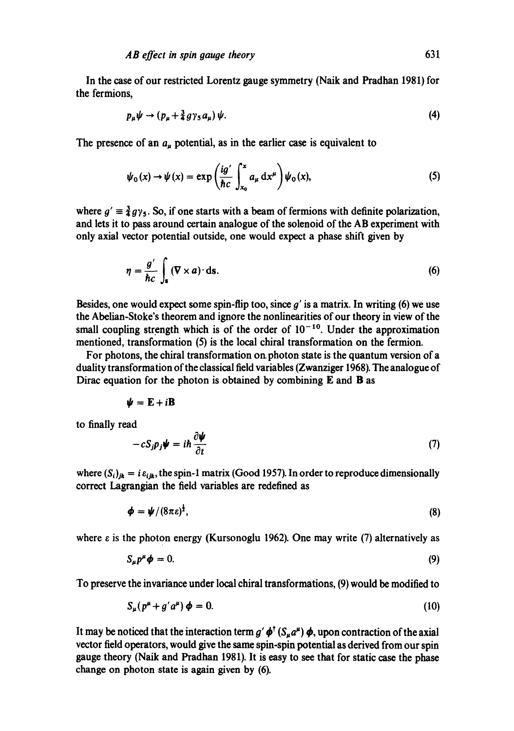In the case of our restricted Lorentz gauge symmetry (Naik and Pradhan 1981) for the fermions,

$$p_\mu \psi \rightarrow (p_\mu + \tfrac{3}{4} g \gamma_5 a_\mu)\, \psi. \tag{4}$$

The presence of an $a_\mu$ potential, as in the earlier case is equivalent to

$$\psi_0(x) \rightarrow \psi(x) = \exp\left(\frac{ig'}{\hbar c} \int_{x_0}^{x} a_\mu \, \mathrm{d}x^\mu \right) \psi_0(x), \tag{5}$$

where $g' \equiv \frac{3}{4} g \gamma_5$. So, if one starts with a beam of fermions with definite polarization, and lets it to pass around certain analogue of the solenoid of the AB experiment with only axial vector potential outside, one would expect a phase shift given by

$$\eta = \frac{g'}{\hbar c} \int_s (\nabla \times a) \cdot \mathrm{d}\mathbf{s}. \tag{6}$$

Besides, one would expect some spin-flip too, since $g'$ is a matrix. In writing (6) we use the Abelian-Stoke's theorem and ignore the nonlinearities of our theory in view of the small coupling strength which is of the order of $10^{-10}$. Under the approximation mentioned, transformation (5) is the local chiral transformation on the fermion.

For photons, the chiral transformation on photon state is the quantum version of a duality transformation of the classical field variables (Zwanziger 1968). The analogue of Dirac equation for the photon is obtained by combining $\mathbf{E}$ and $\mathbf{B}$ as

$$\boldsymbol{\psi} = \mathbf{E} + i\mathbf{B}$$

to finally read

$$-cS_j p_j \boldsymbol{\psi} = i\hbar \frac{\partial \boldsymbol{\psi}}{\partial t} \tag{7}$$

where $(S_i)_{jk} = i\,\varepsilon_{ijk}$, the spin-1 matrix (Good 1957). In order to reproduce dimensionally correct Lagrangian the field variables are redefined as

$$\boldsymbol{\phi} = \boldsymbol{\psi}/(8\pi\varepsilon)^{\frac{1}{2}}, \tag{8}$$

where $\varepsilon$ is the photon energy (Kursonoglu 1962). One may write (7) alternatively as

$$S_\mu p^\mu \boldsymbol{\phi} = 0. \tag{9}$$

To preserve the invariance under local chiral transformations, (9) would be modified to

$$S_\mu (p^\mu + g' a^\mu)\, \boldsymbol{\phi} = 0. \tag{10}$$

It may be noticed that the interaction term $g' \boldsymbol{\phi}^\dagger (S_\mu a^\mu)\, \boldsymbol{\phi}$, upon contraction of the axial vector field operators, would give the same spin-spin potential as derived from our spin gauge theory (Naik and Pradhan 1981). It is easy to see that for static case the phase change on photon state is again given by (6).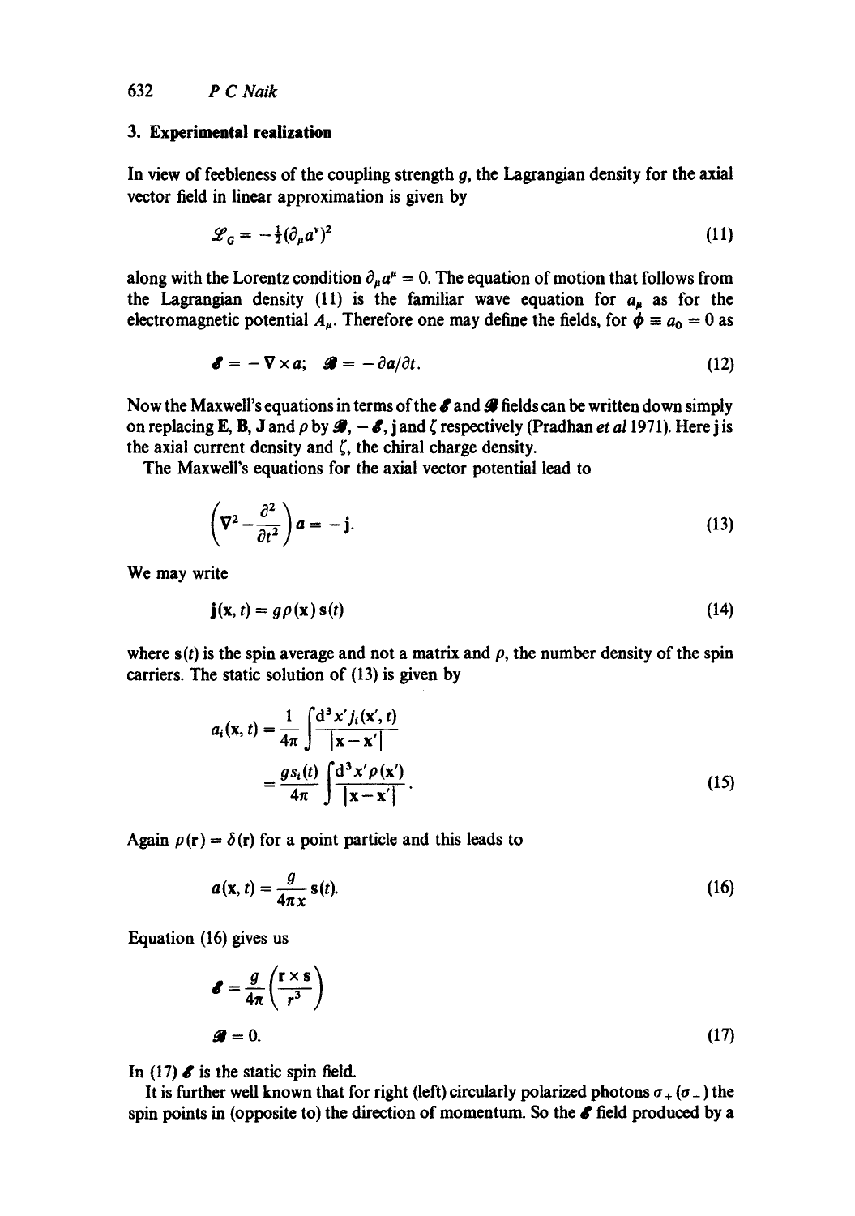## 3. Experimental realization

In view of feebleness of the coupling strength $g$, the Lagrangian density for the axial vector field in linear approximation is given by

$$\mathscr{L}_G = -\tfrac{1}{2}(\partial_\mu a^\nu)^2 \tag{11}$$

along with the Lorentz condition $\partial_\mu a^\mu = 0$. The equation of motion that follows from the Lagrangian density (11) is the familiar wave equation for $a_\mu$ as for the electromagnetic potential $A_\mu$. Therefore one may define the fields, for $\phi \equiv a_0 = 0$ as

$$\mathscr{E} = -\nabla \times a; \quad \mathscr{B} = -\partial a/\partial t. \tag{12}$$

Now the Maxwell's equations in terms of the $\mathscr{E}$ and $\mathscr{B}$ fields can be written down simply on replacing $\mathbf{E}$, $\mathbf{B}$, $\mathbf{J}$ and $\rho$ by $\mathscr{B}$, $-\mathscr{E}$, $\mathbf{j}$ and $\zeta$ respectively (Pradhan *et al* 1971). Here $\mathbf{j}$ is the axial current density and $\zeta$, the chiral charge density.

The Maxwell's equations for the axial vector potential lead to

$$\left(\nabla^2 - \frac{\partial^2}{\partial t^2}\right) a = -\mathbf{j}. \tag{13}$$

We may write

$$\mathbf{j}(\mathbf{x}, t) = g\rho(\mathbf{x})\,\mathbf{s}(t) \tag{14}$$

where $\mathbf{s}(t)$ is the spin average and not a matrix and $\rho$, the number density of the spin carriers. The static solution of (13) is given by

$$\begin{aligned} a_i(\mathbf{x}, t) &= \frac{1}{4\pi}\int \frac{\mathrm{d}^3x'\, j_i(\mathbf{x}', t)}{|\mathbf{x} - \mathbf{x}'|} \\ &= \frac{g s_i(t)}{4\pi}\int \frac{\mathrm{d}^3x'\, \rho(\mathbf{x}')}{|\mathbf{x} - \mathbf{x}'|}. \end{aligned} \tag{15}$$

Again $\rho(\mathbf{r}) = \delta(\mathbf{r})$ for a point particle and this leads to

$$a(\mathbf{x}, t) = \frac{g}{4\pi x}\,\mathbf{s}(t). \tag{16}$$

Equation (16) gives us

$$\begin{aligned} \mathscr{E} &= \frac{g}{4\pi}\left(\frac{\mathbf{r} \times \mathbf{s}}{r^3}\right) \\ \mathscr{B} &= 0. \end{aligned} \tag{17}$$

In (17) $\mathscr{E}$ is the static spin field.

It is further well known that for right (left) circularly polarized photons $\sigma_+$ ($\sigma_-$) the spin points in (opposite to) the direction of momentum. So the $\mathscr{E}$ field produced by a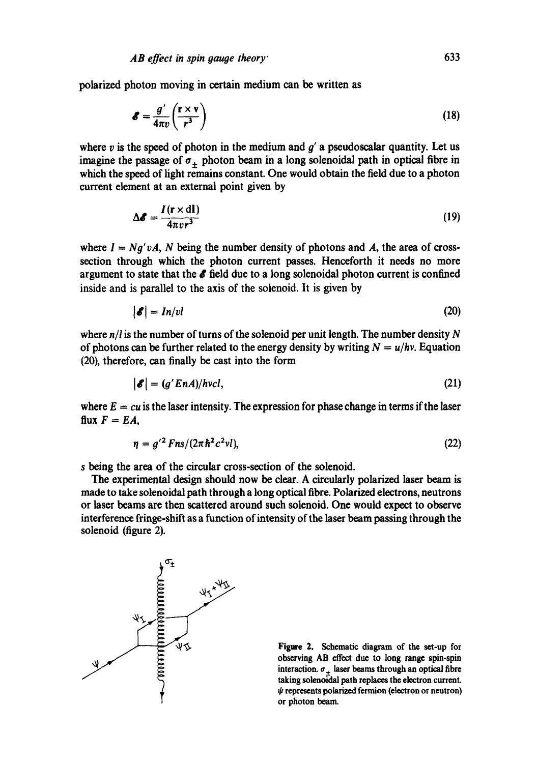polarized photon moving in certain medium can be written as

$$\mathscr{E} = \frac{g'}{4\pi v}\left(\frac{\mathbf{r}\times\mathbf{v}}{r^3}\right) \tag{18}$$

where $v$ is the speed of photon in the medium and $g'$ a pseudoscalar quantity. Let us imagine the passage of $\sigma_{\pm}$ photon beam in a long solenoidal path in optical fibre in which the speed of light remains constant. One would obtain the field due to a photon current element at an external point given by

$$\Delta\mathscr{E} = \frac{I(\mathbf{r}\times d\mathbf{l})}{4\pi v r^3} \tag{19}$$

where $I = Ng'vA$, $N$ being the number density of photons and $A$, the area of cross-section through which the photon current passes. Henceforth it needs no more argument to state that the $\mathscr{E}$ field due to a long solenoidal photon current is confined inside and is parallel to the axis of the solenoid. It is given by

$$|\mathscr{E}| = In/vl \tag{20}$$

where $n/l$ is the number of turns of the solenoid per unit length. The number density $N$ of photons can be further related to the energy density by writing $N = u/h\nu$. Equation (20), therefore, can finally be cast into the form

$$|\mathscr{E}| = (g'EnA)/h\nu cl, \tag{21}$$

where $E = cu$ is the laser intensity. The expression for phase change in terms if the laser flux $F = EA$,

$$\eta = g'^2 Fns/(2\pi\hbar^2 c^2 \nu l), \tag{22}$$

$s$ being the area of the circular cross-section of the solenoid.

The experimental design should now be clear. A circularly polarized laser beam is made to take solenoidal path through a long optical fibre. Polarized electrons, neutrons or laser beams are then scattered around such solenoid. One would expect to observe interference fringe-shift as a function of intensity of the laser beam passing through the solenoid (figure 2).

**Figure 2.** Schematic diagram of the set-up for observing AB effect due to long range spin-spin interaction. $\sigma_{\pm}$ laser beams through an optical fibre taking solenoidal path replaces the electron current. $\psi$ represents polarized fermion (electron or neutron) or photon beam.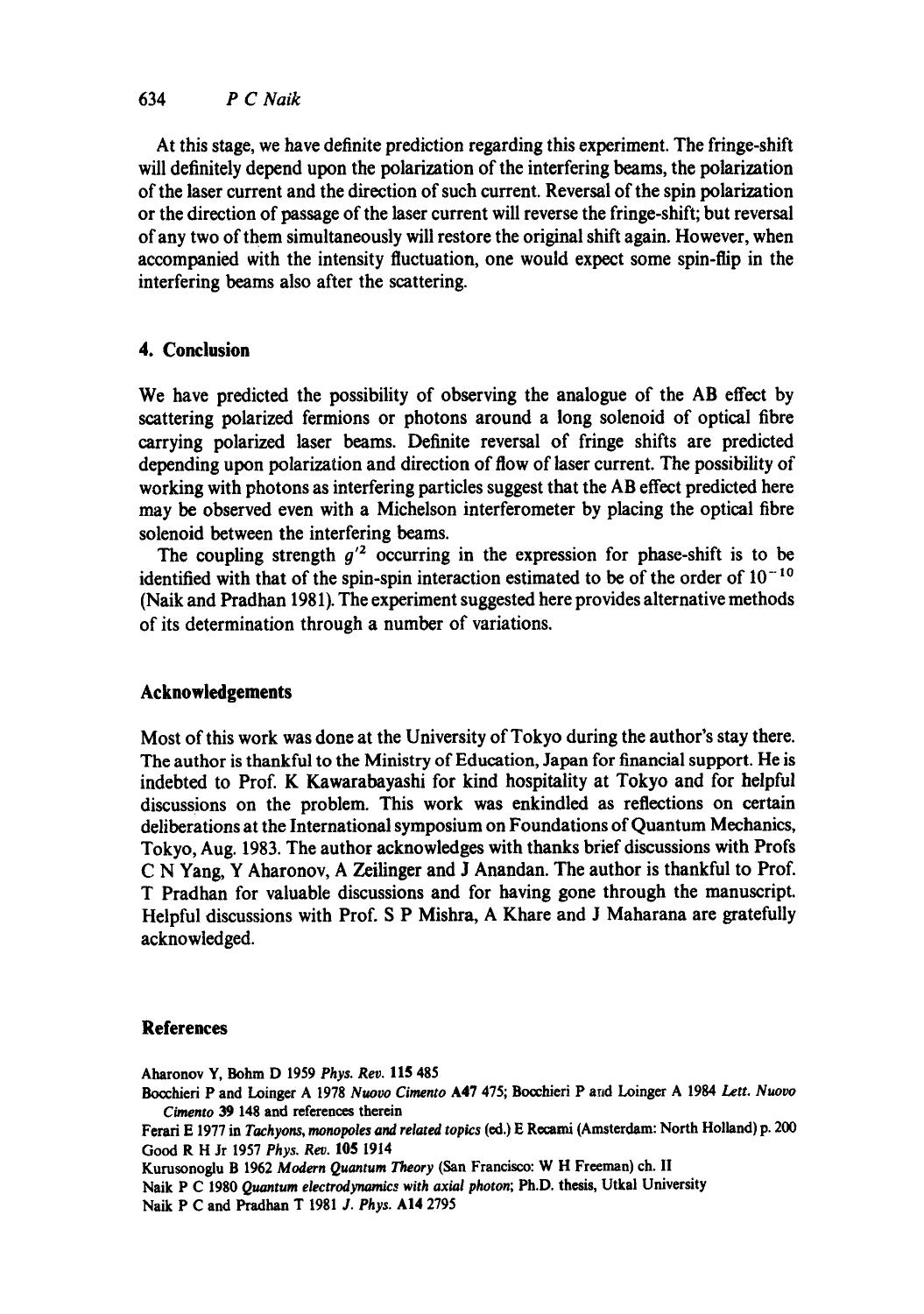At this stage, we have definite prediction regarding this experiment. The fringe-shift will definitely depend upon the polarization of the interfering beams, the polarization of the laser current and the direction of such current. Reversal of the spin polarization or the direction of passage of the laser current will reverse the fringe-shift; but reversal of any two of them simultaneously will restore the original shift again. However, when accompanied with the intensity fluctuation, one would expect some spin-flip in the interfering beams also after the scattering.

## 4. Conclusion

We have predicted the possibility of observing the analogue of the AB effect by scattering polarized fermions or photons around a long solenoid of optical fibre carrying polarized laser beams. Definite reversal of fringe shifts are predicted depending upon polarization and direction of flow of laser current. The possibility of working with photons as interfering particles suggest that the AB effect predicted here may be observed even with a Michelson interferometer by placing the optical fibre solenoid between the interfering beams.

The coupling strength $g'^2$ occurring in the expression for phase-shift is to be identified with that of the spin-spin interaction estimated to be of the order of $10^{-10}$ (Naik and Pradhan 1981). The experiment suggested here provides alternative methods of its determination through a number of variations.

## Acknowledgements

Most of this work was done at the University of Tokyo during the author's stay there. The author is thankful to the Ministry of Education, Japan for financial support. He is indebted to Prof. K Kawarabayashi for kind hospitality at Tokyo and for helpful discussions on the problem. This work was enkindled as reflections on certain deliberations at the International symposium on Foundations of Quantum Mechanics, Tokyo, Aug. 1983. The author acknowledges with thanks brief discussions with Profs C N Yang, Y Aharonov, A Zeilinger and J Anandan. The author is thankful to Prof. T Pradhan for valuable discussions and for having gone through the manuscript. Helpful discussions with Prof. S P Mishra, A Khare and J Maharana are gratefully acknowledged.

## References

Aharonov Y, Bohm D 1959 *Phys. Rev.* **115** 485

Bocchieri P and Loinger A 1978 *Nuovo Cimento* **A47** 475; Bocchieri P and Loinger A 1984 *Lett. Nuovo Cimento* **39** 148 and references therein

Ferari E 1977 in *Tachyons, monopoles and related topics* (ed.) E Recami (Amsterdam: North Holland) p. 200

Good R H Jr 1957 *Phys. Rev.* **105** 1914

Kurusonoglu B 1962 *Modern Quantum Theory* (San Francisco: W H Freeman) ch. II

Naik P C 1980 *Quantum electrodynamics with axial photon*; Ph.D. thesis, Utkal University

Naik P C and Pradhan T 1981 *J. Phys.* **A14** 2795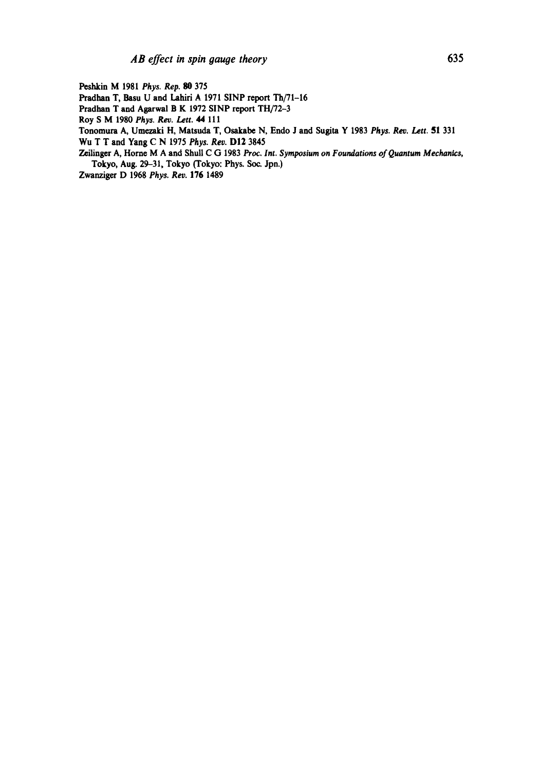Peshkin M 1981 *Phys. Rep.* **80** 375

Pradhan T, Basu U and Lahiri A 1971 SINP report Th/71–16

Pradhan T and Agarwal B K 1972 SINP report TH/72–3

Roy S M 1980 *Phys. Rev. Lett.* **44** 111

Tonomura A, Umezaki H, Matsuda T, Osakabe N, Endo J and Sugita Y 1983 *Phys. Rev. Lett.* **51** 331

Wu T T and Yang C N 1975 *Phys. Rev.* **D12** 3845

Zeilinger A, Horne M A and Shull C G 1983 *Proc. Int. Symposium on Foundations of Quantum Mechanics*, Tokyo, Aug. 29–31, Tokyo (Tokyo: Phys. Soc. Jpn.)

Zwanziger D 1968 *Phys. Rev.* **176** 1489